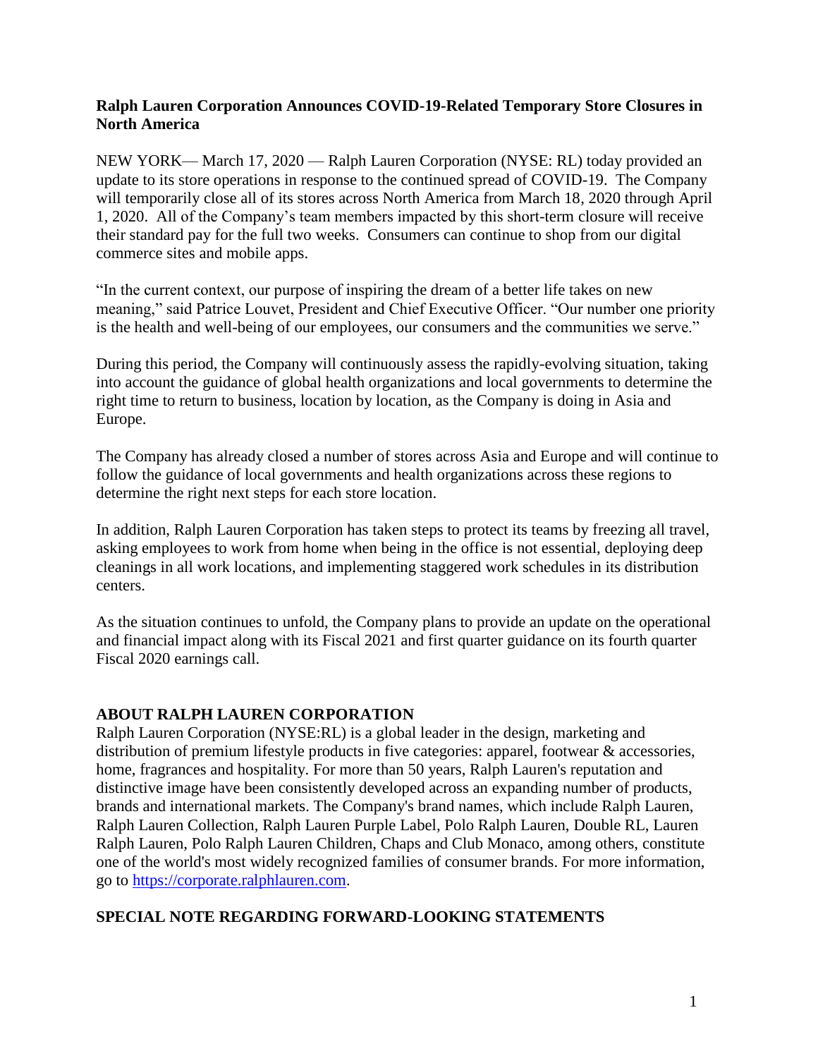**Ralph Lauren Corporation Announces COVID-19-Related Temporary Store Closures in North America**

NEW YORK— March 17, 2020 — Ralph Lauren Corporation (NYSE: RL) today provided an update to its store operations in response to the continued spread of COVID-19. The Company will temporarily close all of its stores across North America from March 18, 2020 through April 1, 2020. All of the Company's team members impacted by this short-term closure will receive their standard pay for the full two weeks. Consumers can continue to shop from our digital commerce sites and mobile apps.

"In the current context, our purpose of inspiring the dream of a better life takes on new meaning," said Patrice Louvet, President and Chief Executive Officer. "Our number one priority is the health and well-being of our employees, our consumers and the communities we serve."

During this period, the Company will continuously assess the rapidly-evolving situation, taking into account the guidance of global health organizations and local governments to determine the right time to return to business, location by location, as the Company is doing in Asia and Europe.

The Company has already closed a number of stores across Asia and Europe and will continue to follow the guidance of local governments and health organizations across these regions to determine the right next steps for each store location.

In addition, Ralph Lauren Corporation has taken steps to protect its teams by freezing all travel, asking employees to work from home when being in the office is not essential, deploying deep cleanings in all work locations, and implementing staggered work schedules in its distribution centers.

As the situation continues to unfold, the Company plans to provide an update on the operational and financial impact along with its Fiscal 2021 and first quarter guidance on its fourth quarter Fiscal 2020 earnings call.

**ABOUT RALPH LAUREN CORPORATION**

Ralph Lauren Corporation (NYSE:RL) is a global leader in the design, marketing and distribution of premium lifestyle products in five categories: apparel, footwear & accessories, home, fragrances and hospitality. For more than 50 years, Ralph Lauren's reputation and distinctive image have been consistently developed across an expanding number of products, brands and international markets. The Company's brand names, which include Ralph Lauren, Ralph Lauren Collection, Ralph Lauren Purple Label, Polo Ralph Lauren, Double RL, Lauren Ralph Lauren, Polo Ralph Lauren Children, Chaps and Club Monaco, among others, constitute one of the world's most widely recognized families of consumer brands. For more information, go to https://corporate.ralphlauren.com.

**SPECIAL NOTE REGARDING FORWARD-LOOKING STATEMENTS**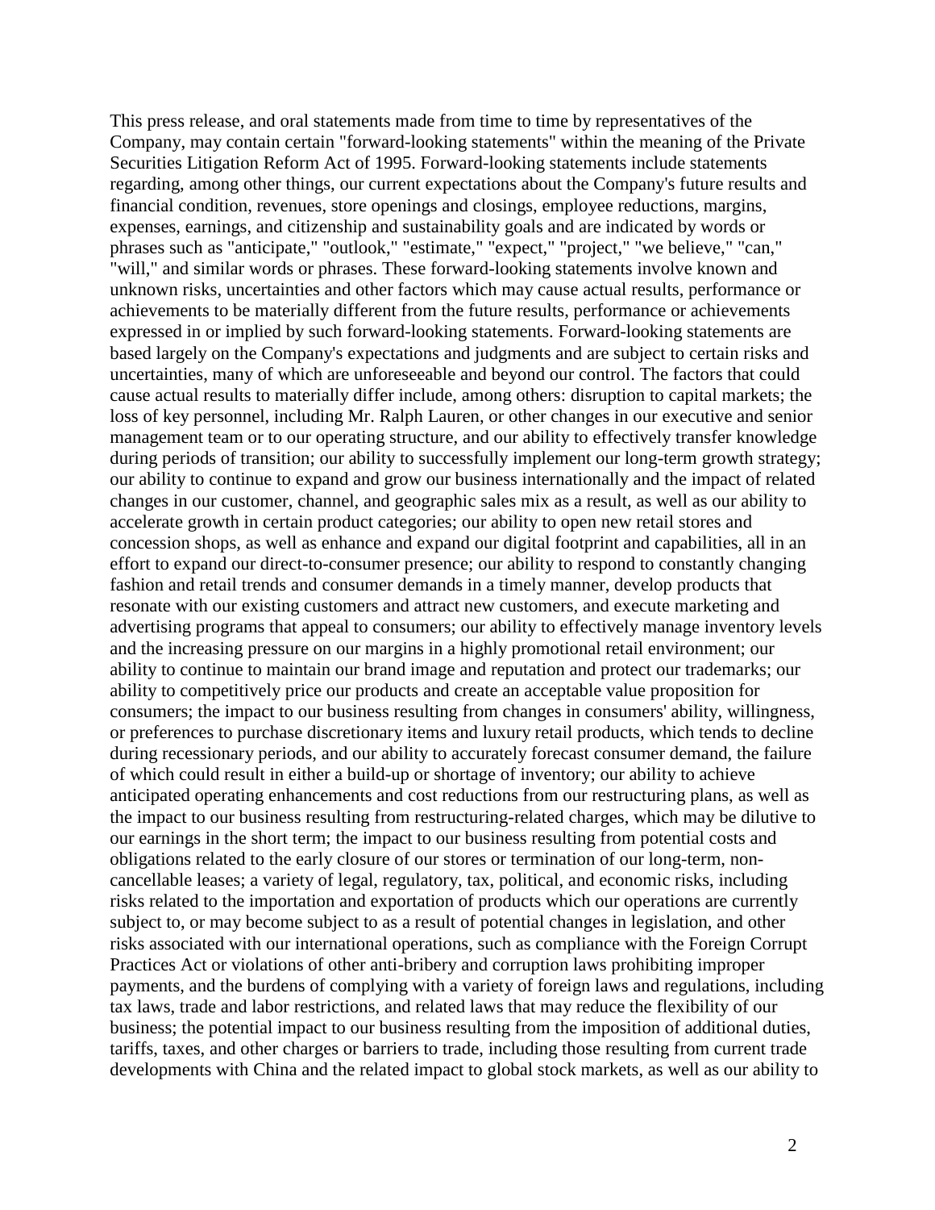This press release, and oral statements made from time to time by representatives of the Company, may contain certain "forward-looking statements" within the meaning of the Private Securities Litigation Reform Act of 1995. Forward-looking statements include statements regarding, among other things, our current expectations about the Company's future results and financial condition, revenues, store openings and closings, employee reductions, margins, expenses, earnings, and citizenship and sustainability goals and are indicated by words or phrases such as "anticipate," "outlook," "estimate," "expect," "project," "we believe," "can," "will," and similar words or phrases. These forward-looking statements involve known and unknown risks, uncertainties and other factors which may cause actual results, performance or achievements to be materially different from the future results, performance or achievements expressed in or implied by such forward-looking statements. Forward-looking statements are based largely on the Company's expectations and judgments and are subject to certain risks and uncertainties, many of which are unforeseeable and beyond our control. The factors that could cause actual results to materially differ include, among others: disruption to capital markets; the loss of key personnel, including Mr. Ralph Lauren, or other changes in our executive and senior management team or to our operating structure, and our ability to effectively transfer knowledge during periods of transition; our ability to successfully implement our long-term growth strategy; our ability to continue to expand and grow our business internationally and the impact of related changes in our customer, channel, and geographic sales mix as a result, as well as our ability to accelerate growth in certain product categories; our ability to open new retail stores and concession shops, as well as enhance and expand our digital footprint and capabilities, all in an effort to expand our direct-to-consumer presence; our ability to respond to constantly changing fashion and retail trends and consumer demands in a timely manner, develop products that resonate with our existing customers and attract new customers, and execute marketing and advertising programs that appeal to consumers; our ability to effectively manage inventory levels and the increasing pressure on our margins in a highly promotional retail environment; our ability to continue to maintain our brand image and reputation and protect our trademarks; our ability to competitively price our products and create an acceptable value proposition for consumers; the impact to our business resulting from changes in consumers' ability, willingness, or preferences to purchase discretionary items and luxury retail products, which tends to decline during recessionary periods, and our ability to accurately forecast consumer demand, the failure of which could result in either a build-up or shortage of inventory; our ability to achieve anticipated operating enhancements and cost reductions from our restructuring plans, as well as the impact to our business resulting from restructuring-related charges, which may be dilutive to our earnings in the short term; the impact to our business resulting from potential costs and obligations related to the early closure of our stores or termination of our long-term, non-cancellable leases; a variety of legal, regulatory, tax, political, and economic risks, including risks related to the importation and exportation of products which our operations are currently subject to, or may become subject to as a result of potential changes in legislation, and other risks associated with our international operations, such as compliance with the Foreign Corrupt Practices Act or violations of other anti-bribery and corruption laws prohibiting improper payments, and the burdens of complying with a variety of foreign laws and regulations, including tax laws, trade and labor restrictions, and related laws that may reduce the flexibility of our business; the potential impact to our business resulting from the imposition of additional duties, tariffs, taxes, and other charges or barriers to trade, including those resulting from current trade developments with China and the related impact to global stock markets, as well as our ability to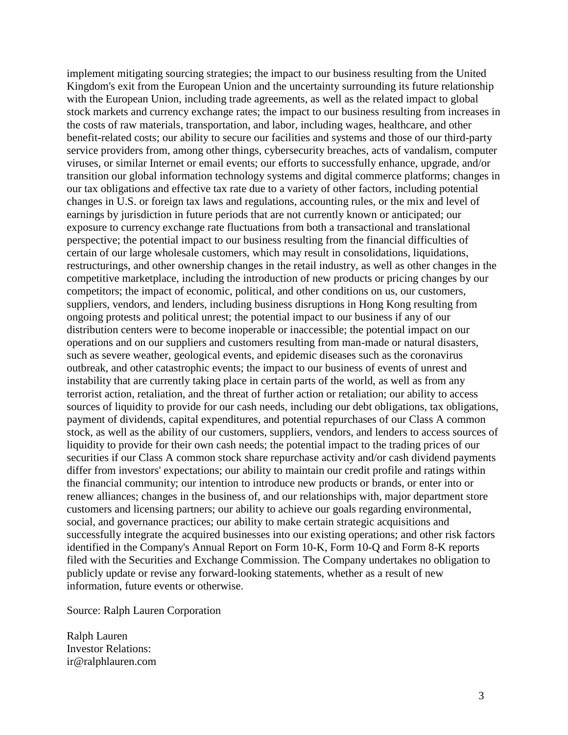implement mitigating sourcing strategies; the impact to our business resulting from the United Kingdom's exit from the European Union and the uncertainty surrounding its future relationship with the European Union, including trade agreements, as well as the related impact to global stock markets and currency exchange rates; the impact to our business resulting from increases in the costs of raw materials, transportation, and labor, including wages, healthcare, and other benefit-related costs; our ability to secure our facilities and systems and those of our third-party service providers from, among other things, cybersecurity breaches, acts of vandalism, computer viruses, or similar Internet or email events; our efforts to successfully enhance, upgrade, and/or transition our global information technology systems and digital commerce platforms; changes in our tax obligations and effective tax rate due to a variety of other factors, including potential changes in U.S. or foreign tax laws and regulations, accounting rules, or the mix and level of earnings by jurisdiction in future periods that are not currently known or anticipated; our exposure to currency exchange rate fluctuations from both a transactional and translational perspective; the potential impact to our business resulting from the financial difficulties of certain of our large wholesale customers, which may result in consolidations, liquidations, restructurings, and other ownership changes in the retail industry, as well as other changes in the competitive marketplace, including the introduction of new products or pricing changes by our competitors; the impact of economic, political, and other conditions on us, our customers, suppliers, vendors, and lenders, including business disruptions in Hong Kong resulting from ongoing protests and political unrest; the potential impact to our business if any of our distribution centers were to become inoperable or inaccessible; the potential impact on our operations and on our suppliers and customers resulting from man-made or natural disasters, such as severe weather, geological events, and epidemic diseases such as the coronavirus outbreak, and other catastrophic events; the impact to our business of events of unrest and instability that are currently taking place in certain parts of the world, as well as from any terrorist action, retaliation, and the threat of further action or retaliation; our ability to access sources of liquidity to provide for our cash needs, including our debt obligations, tax obligations, payment of dividends, capital expenditures, and potential repurchases of our Class A common stock, as well as the ability of our customers, suppliers, vendors, and lenders to access sources of liquidity to provide for their own cash needs; the potential impact to the trading prices of our securities if our Class A common stock share repurchase activity and/or cash dividend payments differ from investors' expectations; our ability to maintain our credit profile and ratings within the financial community; our intention to introduce new products or brands, or enter into or renew alliances; changes in the business of, and our relationships with, major department store customers and licensing partners; our ability to achieve our goals regarding environmental, social, and governance practices; our ability to make certain strategic acquisitions and successfully integrate the acquired businesses into our existing operations; and other risk factors identified in the Company's Annual Report on Form 10-K, Form 10-Q and Form 8-K reports filed with the Securities and Exchange Commission. The Company undertakes no obligation to publicly update or revise any forward-looking statements, whether as a result of new information, future events or otherwise.

Source: Ralph Lauren Corporation

Ralph Lauren
Investor Relations:
ir@ralphlauren.com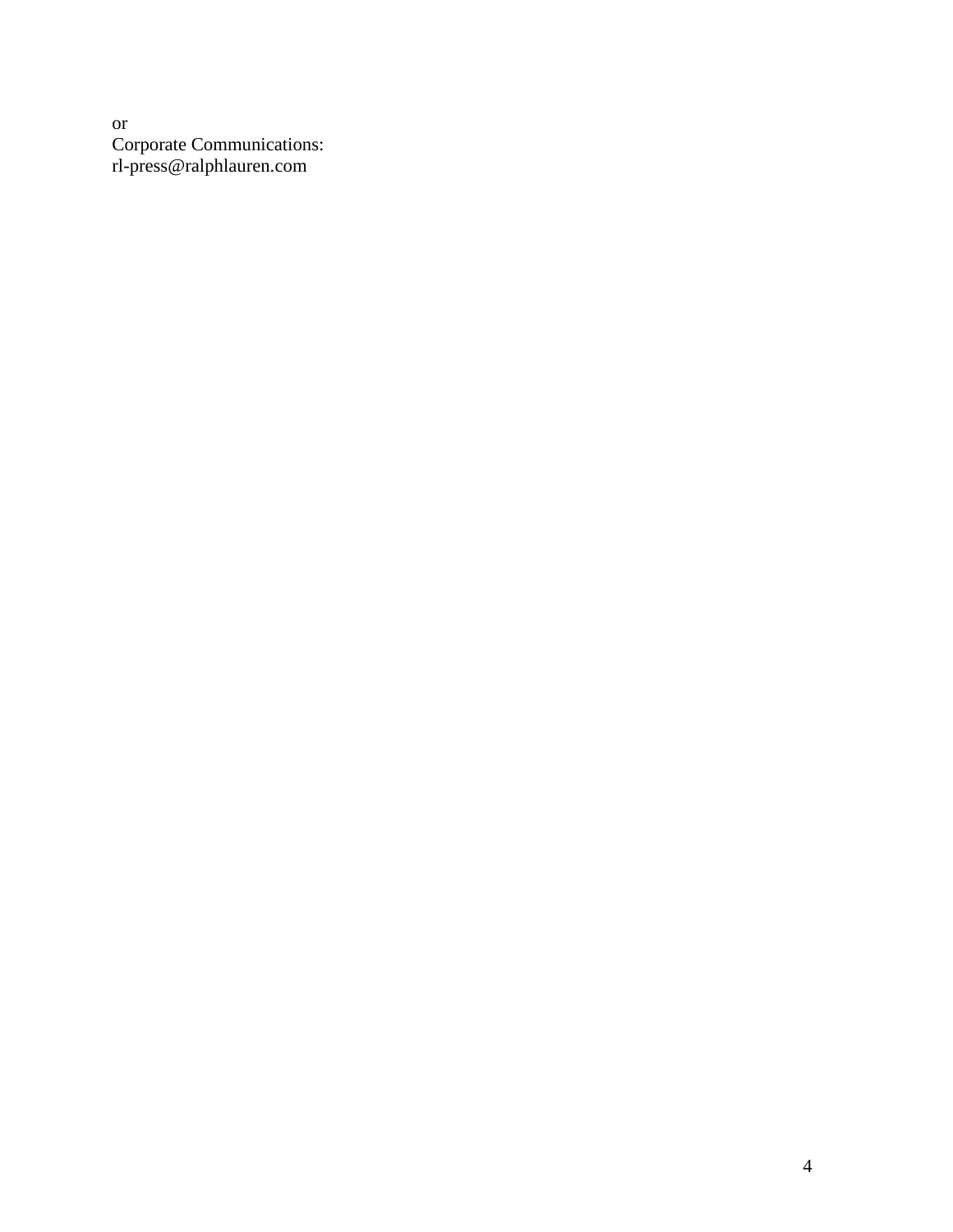or
Corporate Communications:
rl-press@ralphlauren.com